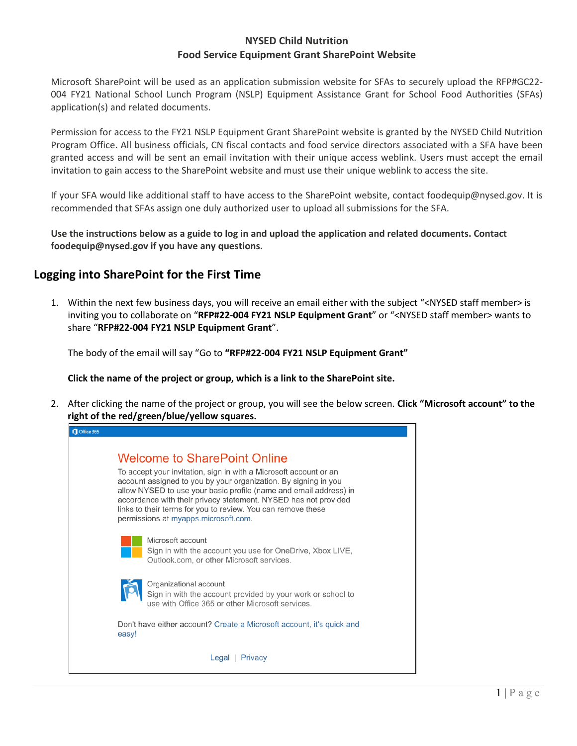**NYSED Child Nutrition**
**Food Service Equipment Grant SharePoint Website**

Microsoft SharePoint will be used as an application submission website for SFAs to securely upload the RFP#GC22-004 FY21 National School Lunch Program (NSLP) Equipment Assistance Grant for School Food Authorities (SFAs) application(s) and related documents.

Permission for access to the FY21 NSLP Equipment Grant SharePoint website is granted by the NYSED Child Nutrition Program Office. All business officials, CN fiscal contacts and food service directors associated with a SFA have been granted access and will be sent an email invitation with their unique access weblink. Users must accept the email invitation to gain access to the SharePoint website and must use their unique weblink to access the site.

If your SFA would like additional staff to have access to the SharePoint website, contact foodequip@nysed.gov. It is recommended that SFAs assign one duly authorized user to upload all submissions for the SFA.

**Use the instructions below as a guide to log in and upload the application and related documents. Contact foodequip@nysed.gov if you have any questions.**

## Logging into SharePoint for the First Time

1. Within the next few business days, you will receive an email either with the subject "<NYSED staff member> is inviting you to collaborate on "**RFP#22-004 FY21 NSLP Equipment Grant**" or "<NYSED staff member> wants to share "**RFP#22-004 FY21 NSLP Equipment Grant**".

   The body of the email will say "Go to **"RFP#22-004 FY21 NSLP Equipment Grant"**

   **Click the name of the project or group, which is a link to the SharePoint site.**

2. After clicking the name of the project or group, you will see the below screen. **Click "Microsoft account" to the right of the red/green/blue/yellow squares.**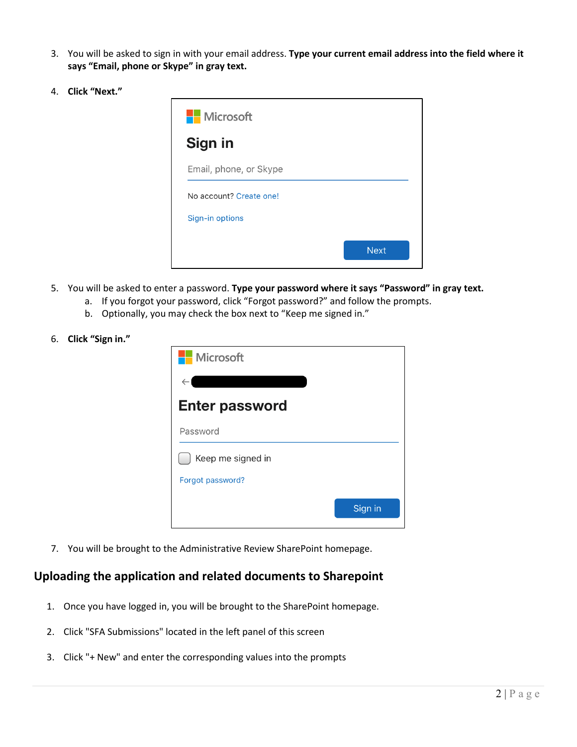3. You will be asked to sign in with your email address. **Type your current email address into the field where it says "Email, phone or Skype" in gray text.**

4. **Click "Next."**

5. You will be asked to enter a password. **Type your password where it says "Password" in gray text.**
    a. If you forgot your password, click "Forgot password?" and follow the prompts.
    b. Optionally, you may check the box next to "Keep me signed in."

6. **Click "Sign in."**

7. You will be brought to the Administrative Review SharePoint homepage.

## Uploading the application and related documents to Sharepoint

1. Once you have logged in, you will be brought to the SharePoint homepage.

2. Click "SFA Submissions" located in the left panel of this screen

3. Click "+ New" and enter the corresponding values into the prompts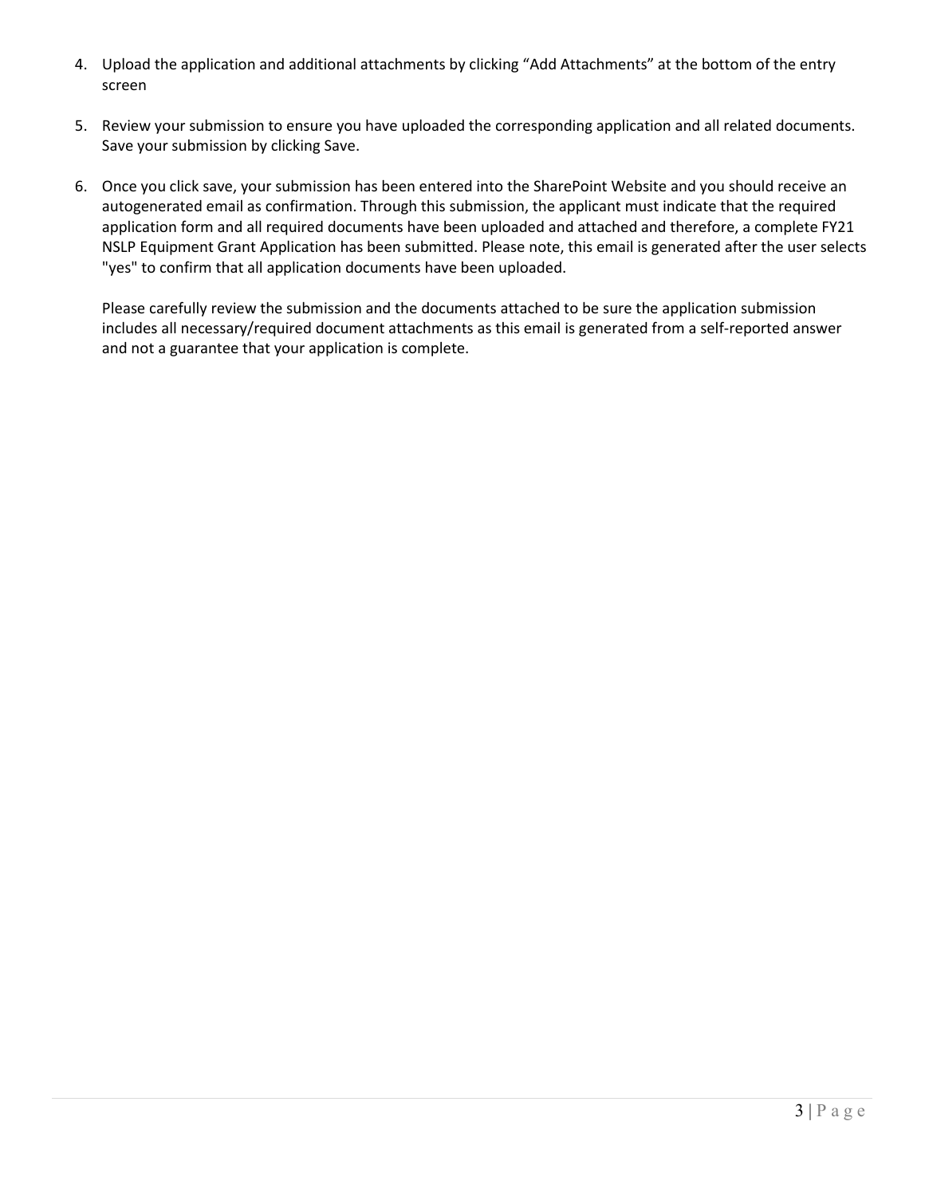4. Upload the application and additional attachments by clicking “Add Attachments” at the bottom of the entry screen

5. Review your submission to ensure you have uploaded the corresponding application and all related documents. Save your submission by clicking Save.

6. Once you click save, your submission has been entered into the SharePoint Website and you should receive an autogenerated email as confirmation. Through this submission, the applicant must indicate that the required application form and all required documents have been uploaded and attached and therefore, a complete FY21 NSLP Equipment Grant Application has been submitted. Please note, this email is generated after the user selects "yes" to confirm that all application documents have been uploaded.

   Please carefully review the submission and the documents attached to be sure the application submission includes all necessary/required document attachments as this email is generated from a self-reported answer and not a guarantee that your application is complete.